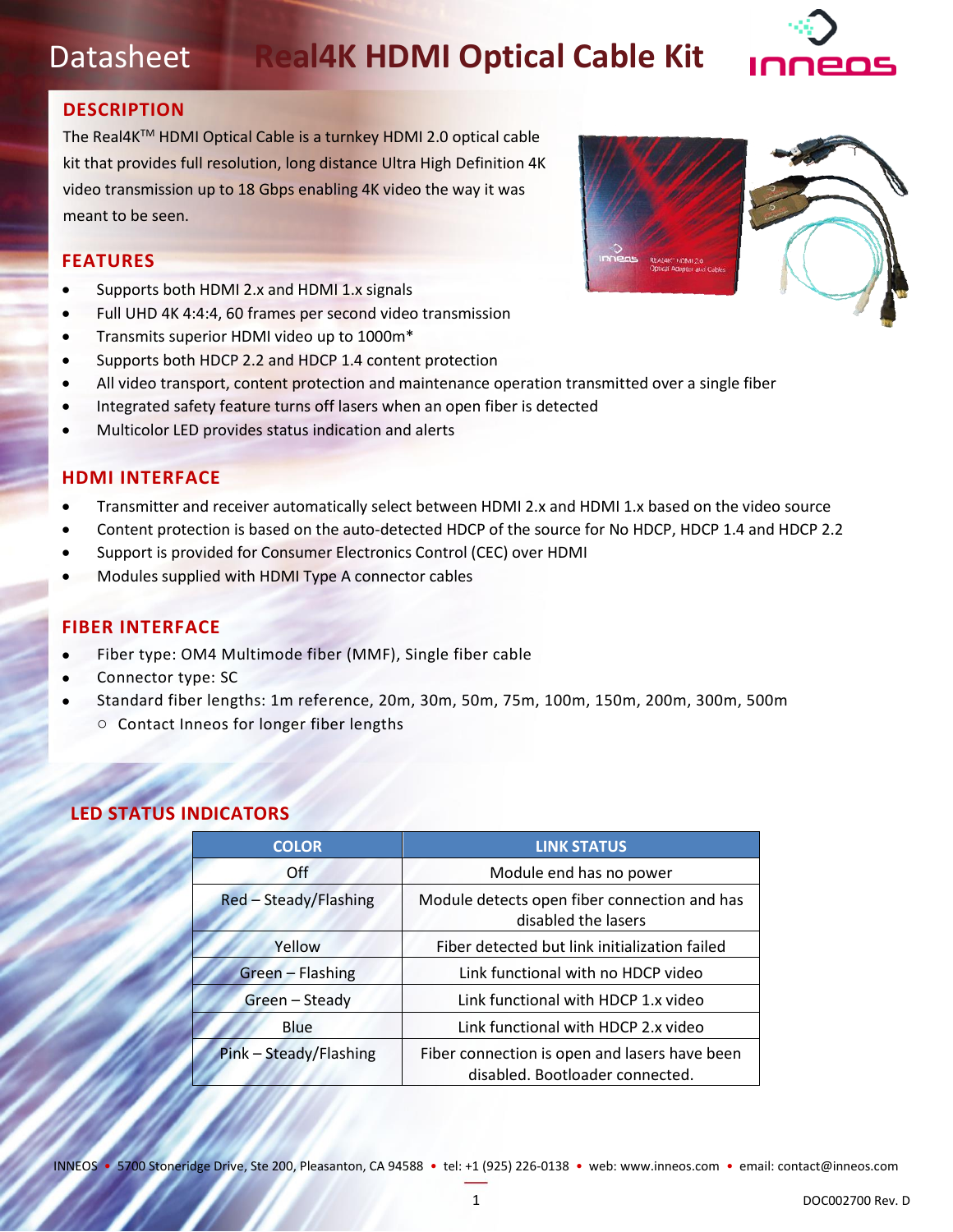# Datasheet Real4K HDMI Optical Cable Kit

## DESCRIPTION

The Real4K[TM] HDMI Optical Cable is a turnkey HDMI 2.0 optical cable kit that provides full resolution, long distance Ultra High Definition 4K video transmission up to 18 Gbps enabling 4K video the way it was meant to be seen.

## FEATURES

- Supports both HDMI 2.x and HDMI 1.x signals
- Full UHD 4K 4:4:4, 60 frames per second video transmission
- Transmits superior HDMI video up to 1000m*
- Supports both HDCP 2.2 and HDCP 1.4 content protection
- All video transport, content protection and maintenance operation transmitted over a single fiber
- Integrated safety feature turns off lasers when an open fiber is detected
- Multicolor LED provides status indication and alerts

## HDMI INTERFACE

- Transmitter and receiver automatically select between HDMI 2.x and HDMI 1.x based on the video source
- Content protection is based on the auto-detected HDCP of the source for No HDCP, HDCP 1.4 and HDCP 2.2
- Support is provided for Consumer Electronics Control (CEC) over HDMI
- Modules supplied with HDMI Type A connector cables

## FIBER INTERFACE

- Fiber type: OM4 Multimode fiber (MMF), Single fiber cable
- Connector type: SC
- Standard fiber lengths: 1m reference, 20m, 30m, 50m, 75m, 100m, 150m, 200m, 300m, 500m
  - Contact Inneos for longer fiber lengths

## LED STATUS INDICATORS

| COLOR | LINK STATUS |
|---|---|
| Off | Module end has no power |
| Red – Steady/Flashing | Module detects open fiber connection and has disabled the lasers |
| Yellow | Fiber detected but link initialization failed |
| Green – Flashing | Link functional with no HDCP video |
| Green – Steady | Link functional with HDCP 1.x video |
| Blue | Link functional with HDCP 2.x video |
| Pink – Steady/Flashing | Fiber connection is open and lasers have been disabled. Bootloader connected. |

INNEOS • 5700 Stoneridge Drive, Ste 200, Pleasanton, CA 94588 • tel: +1 (925) 226-0138 • web: www.inneos.com • email: contact@inneos.com

DOC002700 Rev. D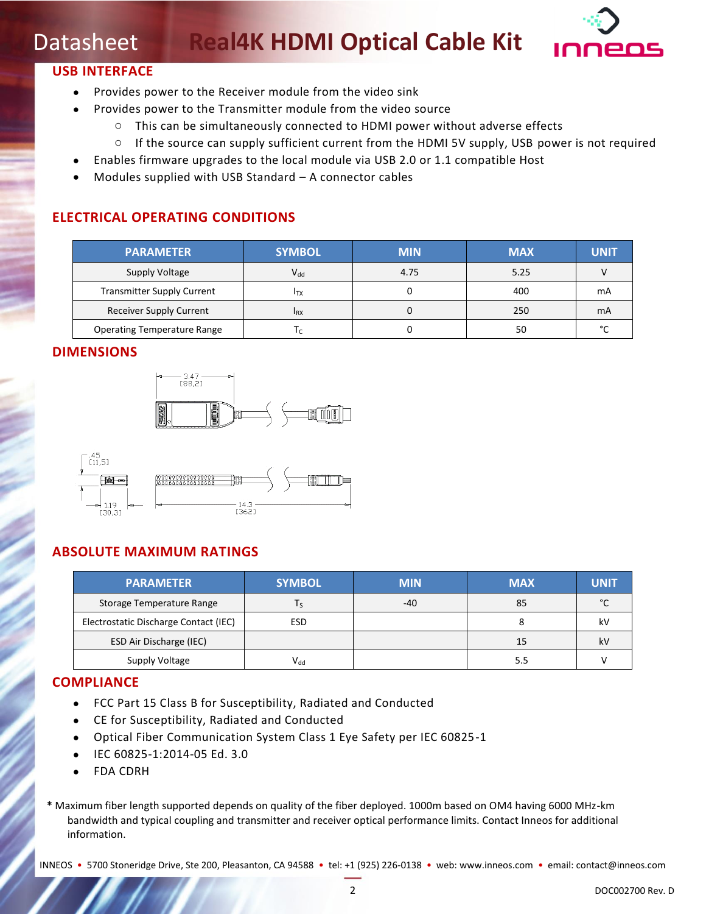## USB INTERFACE

- Provides power to the Receiver module from the video sink
- Provides power to the Transmitter module from the video source
  - This can be simultaneously connected to HDMI power without adverse effects
  - If the source can supply sufficient current from the HDMI 5V supply, USB power is not required
- Enables firmware upgrades to the local module via USB 2.0 or 1.1 compatible Host
- Modules supplied with USB Standard – A connector cables

## ELECTRICAL OPERATING CONDITIONS

| PARAMETER | SYMBOL | MIN | MAX | UNIT |
|---|---|---|---|---|
| Supply Voltage | $V_{dd}$ | 4.75 | 5.25 | V |
| Transmitter Supply Current | $I_{TX}$ | 0 | 400 | mA |
| Receiver Supply Current | $I_{RX}$ | 0 | 250 | mA |
| Operating Temperature Range | $T_C$ | 0 | 50 | °C |

## DIMENSIONS

3.47
[88.2]

.45
[11.5]

1.19
[30.3]

14.3
[362]

## ABSOLUTE MAXIMUM RATINGS

| PARAMETER | SYMBOL | MIN | MAX | UNIT |
|---|---|---|---|---|
| Storage Temperature Range | $T_S$ | -40 | 85 | °C |
| Electrostatic Discharge Contact (IEC) | ESD | | 8 | kV |
| ESD Air Discharge (IEC) | | | 15 | kV |
| Supply Voltage | $V_{dd}$ | | 5.5 | V |

## COMPLIANCE

- FCC Part 15 Class B for Susceptibility, Radiated and Conducted
- CE for Susceptibility, Radiated and Conducted
- Optical Fiber Communication System Class 1 Eye Safety per IEC 60825-1
- IEC 60825-1:2014-05 Ed. 3.0
- FDA CDRH

**\*** Maximum fiber length supported depends on quality of the fiber deployed. 1000m based on OM4 having 6000 MHz-km bandwidth and typical coupling and transmitter and receiver optical performance limits. Contact Inneos for additional information.